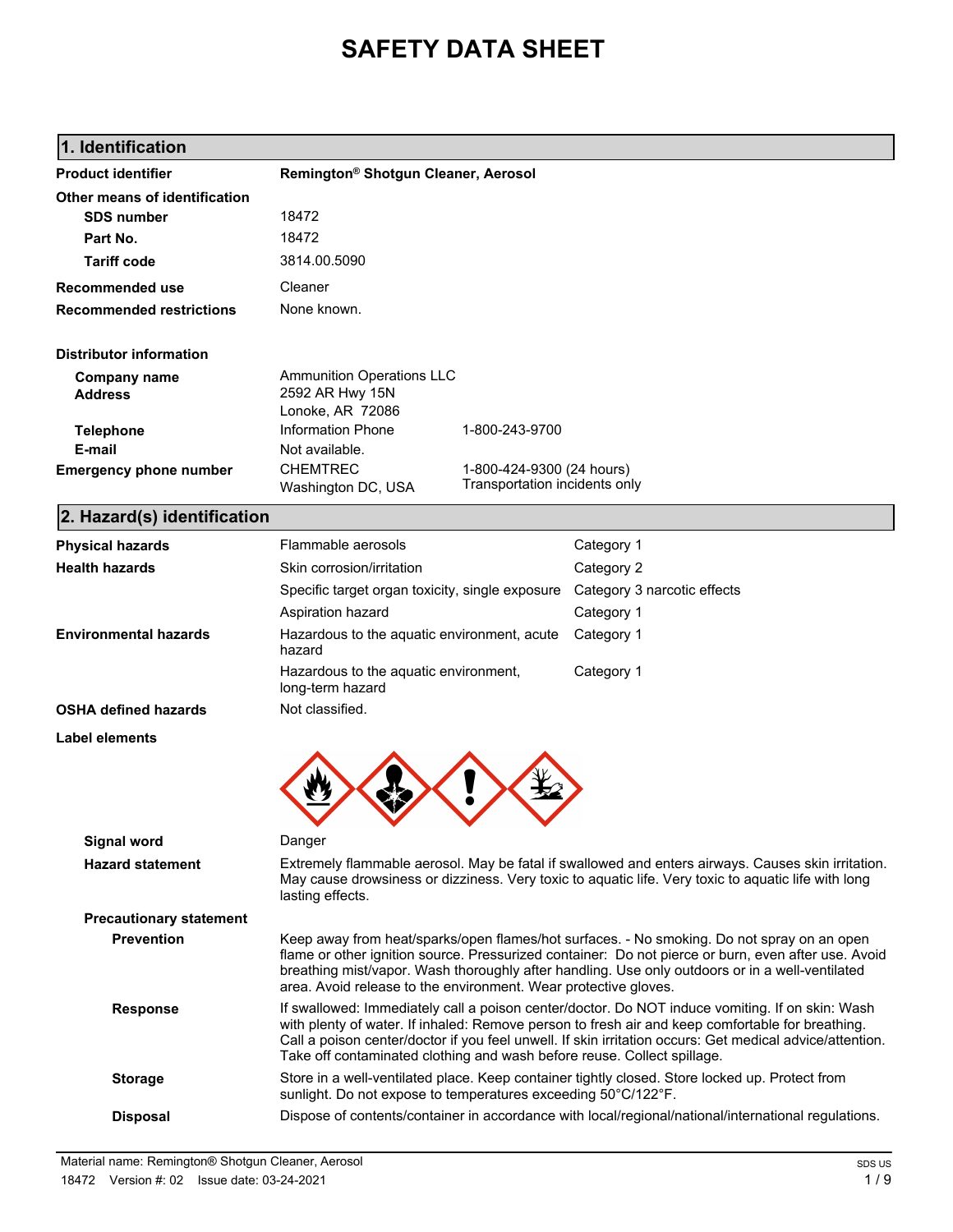# SAFETY DATA SHEET

## 1. Identification

| | | |
|---|---|---|
| **Product identifier** | **Remington® Shotgun Cleaner, Aerosol** | |
| **Other means of identification** | | |
| **SDS number** | 18472 | |
| **Part No.** | 18472 | |
| **Tariff code** | 3814.00.5090 | |
| **Recommended use** | Cleaner | |
| **Recommended restrictions** | None known. | |
| **Distributor information** | | |
| **Company name** | Ammunition Operations LLC | |
| **Address** | 2592 AR Hwy 15N<br>Lonoke, AR 72086 | |
| **Telephone** | Information Phone | 1-800-243-9700 |
| **E-mail** | Not available. | |
| **Emergency phone number** | CHEMTREC<br>Washington DC, USA | 1-800-424-9300 (24 hours)<br>Transportation incidents only |

## 2. Hazard(s) identification

| | | |
|---|---|---|
| **Physical hazards** | Flammable aerosols | Category 1 |
| **Health hazards** | Skin corrosion/irritation | Category 2 |
| | Specific target organ toxicity, single exposure | Category 3 narcotic effects |
| | Aspiration hazard | Category 1 |
| **Environmental hazards** | Hazardous to the aquatic environment, acute hazard | Category 1 |
| | Hazardous to the aquatic environment, long-term hazard | Category 1 |
| **OSHA defined hazards** | Not classified. | |

**Label elements**

**Signal word** Danger

**Hazard statement** Extremely flammable aerosol. May be fatal if swallowed and enters airways. Causes skin irritation. May cause drowsiness or dizziness. Very toxic to aquatic life. Very toxic to aquatic life with long lasting effects.

**Precautionary statement**

**Prevention** Keep away from heat/sparks/open flames/hot surfaces. - No smoking. Do not spray on an open flame or other ignition source. Pressurized container: Do not pierce or burn, even after use. Avoid breathing mist/vapor. Wash thoroughly after handling. Use only outdoors or in a well-ventilated area. Avoid release to the environment. Wear protective gloves.

**Response** If swallowed: Immediately call a poison center/doctor. Do NOT induce vomiting. If on skin: Wash with plenty of water. If inhaled: Remove person to fresh air and keep comfortable for breathing. Call a poison center/doctor if you feel unwell. If skin irritation occurs: Get medical advice/attention. Take off contaminated clothing and wash before reuse. Collect spillage.

**Storage** Store in a well-ventilated place. Keep container tightly closed. Store locked up. Protect from sunlight. Do not expose to temperatures exceeding 50°C/122°F.

**Disposal** Dispose of contents/container in accordance with local/regional/national/international regulations.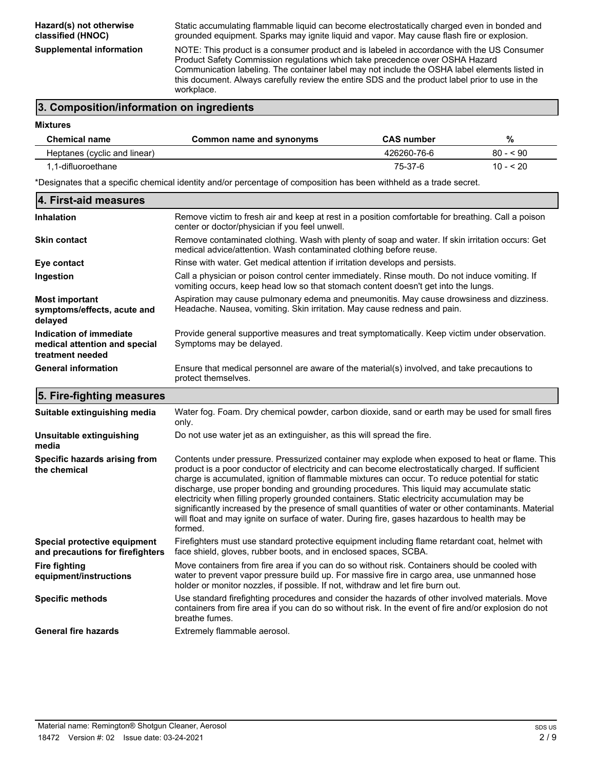**Hazard(s) not otherwise classified (HNOC)**
Static accumulating flammable liquid can become electrostatically charged even in bonded and grounded equipment. Sparks may ignite liquid and vapor. May cause flash fire or explosion.

**Supplemental information**
NOTE: This product is a consumer product and is labeled in accordance with the US Consumer Product Safety Commission regulations which take precedence over OSHA Hazard Communication labeling. The container label may not include the OSHA label elements listed in this document. Always carefully review the entire SDS and the product label prior to use in the workplace.

## 3. Composition/information on ingredients

**Mixtures**

| Chemical name | Common name and synonyms | CAS number | % |
|---|---|---|---|
| Heptanes (cyclic and linear) | | 426260-76-6 | 80 - < 90 |
| 1,1-difluoroethane | | 75-37-6 | 10 - < 20 |

*Designates that a specific chemical identity and/or percentage of composition has been withheld as a trade secret.

## 4. First-aid measures

**Inhalation**
Remove victim to fresh air and keep at rest in a position comfortable for breathing. Call a poison center or doctor/physician if you feel unwell.

**Skin contact**
Remove contaminated clothing. Wash with plenty of soap and water. If skin irritation occurs: Get medical advice/attention. Wash contaminated clothing before reuse.

**Eye contact**
Rinse with water. Get medical attention if irritation develops and persists.

**Ingestion**
Call a physician or poison control center immediately. Rinse mouth. Do not induce vomiting. If vomiting occurs, keep head low so that stomach content doesn't get into the lungs.

**Most important symptoms/effects, acute and delayed**
Aspiration may cause pulmonary edema and pneumonitis. May cause drowsiness and dizziness. Headache. Nausea, vomiting. Skin irritation. May cause redness and pain.

**Indication of immediate medical attention and special treatment needed**
Provide general supportive measures and treat symptomatically. Keep victim under observation. Symptoms may be delayed.

**General information**
Ensure that medical personnel are aware of the material(s) involved, and take precautions to protect themselves.

## 5. Fire-fighting measures

**Suitable extinguishing media**
Water fog. Foam. Dry chemical powder, carbon dioxide, sand or earth may be used for small fires only.

**Unsuitable extinguishing media**
Do not use water jet as an extinguisher, as this will spread the fire.

**Specific hazards arising from the chemical**
Contents under pressure. Pressurized container may explode when exposed to heat or flame. This product is a poor conductor of electricity and can become electrostatically charged. If sufficient charge is accumulated, ignition of flammable mixtures can occur. To reduce potential for static discharge, use proper bonding and grounding procedures. This liquid may accumulate static electricity when filling properly grounded containers. Static electricity accumulation may be significantly increased by the presence of small quantities of water or other contaminants. Material will float and may ignite on surface of water. During fire, gases hazardous to health may be formed.

**Special protective equipment and precautions for firefighters**
Firefighters must use standard protective equipment including flame retardant coat, helmet with face shield, gloves, rubber boots, and in enclosed spaces, SCBA.

**Fire fighting equipment/instructions**
Move containers from fire area if you can do so without risk. Containers should be cooled with water to prevent vapor pressure build up. For massive fire in cargo area, use unmanned hose holder or monitor nozzles, if possible. If not, withdraw and let fire burn out.

**Specific methods**
Use standard firefighting procedures and consider the hazards of other involved materials. Move containers from fire area if you can do so without risk. In the event of fire and/or explosion do not breathe fumes.

**General fire hazards**
Extremely flammable aerosol.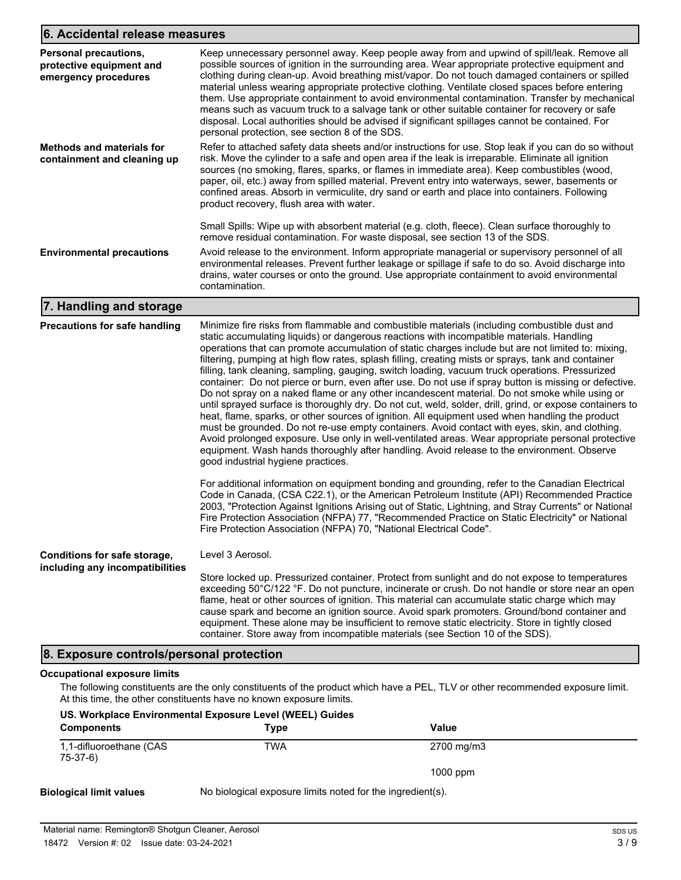## 6. Accidental release measures

**Personal precautions, protective equipment and emergency procedures**

Keep unnecessary personnel away. Keep people away from and upwind of spill/leak. Remove all possible sources of ignition in the surrounding area. Wear appropriate protective equipment and clothing during clean-up. Avoid breathing mist/vapor. Do not touch damaged containers or spilled material unless wearing appropriate protective clothing. Ventilate closed spaces before entering them. Use appropriate containment to avoid environmental contamination. Transfer by mechanical means such as vacuum truck to a salvage tank or other suitable container for recovery or safe disposal. Local authorities should be advised if significant spillages cannot be contained. For personal protection, see section 8 of the SDS.

**Methods and materials for containment and cleaning up**

Refer to attached safety data sheets and/or instructions for use. Stop leak if you can do so without risk. Move the cylinder to a safe and open area if the leak is irreparable. Eliminate all ignition sources (no smoking, flares, sparks, or flames in immediate area). Keep combustibles (wood, paper, oil, etc.) away from spilled material. Prevent entry into waterways, sewer, basements or confined areas. Absorb in vermiculite, dry sand or earth and place into containers. Following product recovery, flush area with water.

Small Spills: Wipe up with absorbent material (e.g. cloth, fleece). Clean surface thoroughly to remove residual contamination. For waste disposal, see section 13 of the SDS.

**Environmental precautions**

Avoid release to the environment. Inform appropriate managerial or supervisory personnel of all environmental releases. Prevent further leakage or spillage if safe to do so. Avoid discharge into drains, water courses or onto the ground. Use appropriate containment to avoid environmental contamination.

## 7. Handling and storage

**Precautions for safe handling**

Minimize fire risks from flammable and combustible materials (including combustible dust and static accumulating liquids) or dangerous reactions with incompatible materials. Handling operations that can promote accumulation of static charges include but are not limited to: mixing, filtering, pumping at high flow rates, splash filling, creating mists or sprays, tank and container filling, tank cleaning, sampling, gauging, switch loading, vacuum truck operations. Pressurized container: Do not pierce or burn, even after use. Do not use if spray button is missing or defective. Do not spray on a naked flame or any other incandescent material. Do not smoke while using or until sprayed surface is thoroughly dry. Do not cut, weld, solder, drill, grind, or expose containers to heat, flame, sparks, or other sources of ignition. All equipment used when handling the product must be grounded. Do not re-use empty containers. Avoid contact with eyes, skin, and clothing. Avoid prolonged exposure. Use only in well-ventilated areas. Wear appropriate personal protective equipment. Wash hands thoroughly after handling. Avoid release to the environment. Observe good industrial hygiene practices.

For additional information on equipment bonding and grounding, refer to the Canadian Electrical Code in Canada, (CSA C22.1), or the American Petroleum Institute (API) Recommended Practice 2003, "Protection Against Ignitions Arising out of Static, Lightning, and Stray Currents" or National Fire Protection Association (NFPA) 77, "Recommended Practice on Static Electricity" or National Fire Protection Association (NFPA) 70, "National Electrical Code".

**Conditions for safe storage, including any incompatibilities**

Level 3 Aerosol.

Store locked up. Pressurized container. Protect from sunlight and do not expose to temperatures exceeding 50°C/122 °F. Do not puncture, incinerate or crush. Do not handle or store near an open flame, heat or other sources of ignition. This material can accumulate static charge which may cause spark and become an ignition source. Avoid spark promoters. Ground/bond container and equipment. These alone may be insufficient to remove static electricity. Store in tightly closed container. Store away from incompatible materials (see Section 10 of the SDS).

## 8. Exposure controls/personal protection

**Occupational exposure limits**

The following constituents are the only constituents of the product which have a PEL, TLV or other recommended exposure limit. At this time, the other constituents have no known exposure limits.

**US. Workplace Environmental Exposure Level (WEEL) Guides**

| Components | Type | Value |
|---|---|---|
| 1,1-difluoroethane (CAS 75-37-6) | TWA | 2700 mg/m3 |
| | | 1000 ppm |

**Biological limit values**

No biological exposure limits noted for the ingredient(s).

Material name: Remington® Shotgun Cleaner, Aerosol
18472 Version #: 02 Issue date: 03-24-2021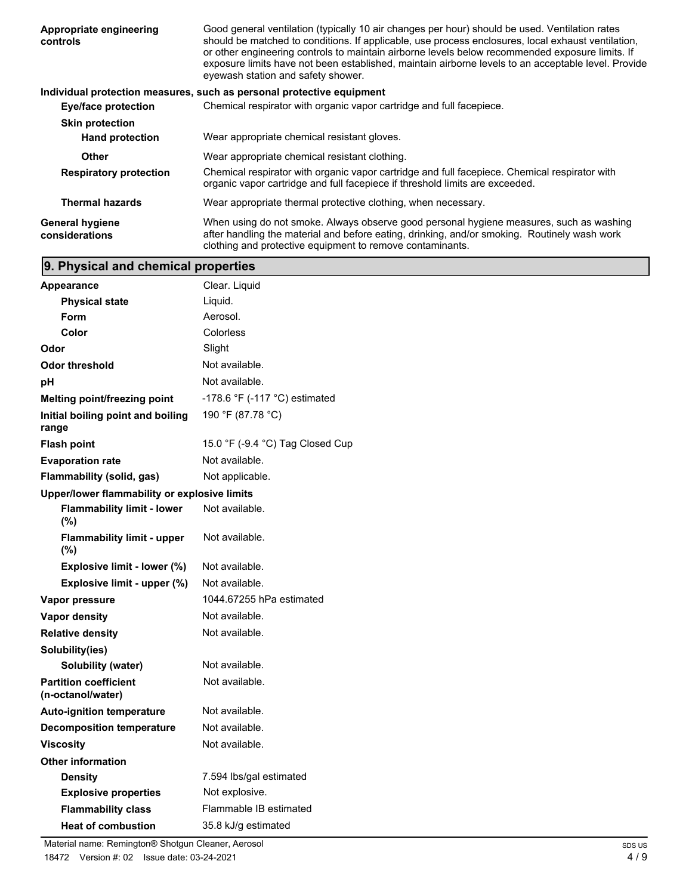| | |
|---|---|
| **Appropriate engineering controls** | Good general ventilation (typically 10 air changes per hour) should be used. Ventilation rates should be matched to conditions. If applicable, use process enclosures, local exhaust ventilation, or other engineering controls to maintain airborne levels below recommended exposure limits. If exposure limits have not been established, maintain airborne levels to an acceptable level. Provide eyewash station and safety shower. |

**Individual protection measures, such as personal protective equipment**

| | |
|---|---|
| **Eye/face protection** | Chemical respirator with organic vapor cartridge and full facepiece. |
| **Skin protection** | |
| **Hand protection** | Wear appropriate chemical resistant gloves. |
| **Other** | Wear appropriate chemical resistant clothing. |
| **Respiratory protection** | Chemical respirator with organic vapor cartridge and full facepiece. Chemical respirator with organic vapor cartridge and full facepiece if threshold limits are exceeded. |
| **Thermal hazards** | Wear appropriate thermal protective clothing, when necessary. |
| **General hygiene considerations** | When using do not smoke. Always observe good personal hygiene measures, such as washing after handling the material and before eating, drinking, and/or smoking. Routinely wash work clothing and protective equipment to remove contaminants. |

## 9. Physical and chemical properties

| | |
|---|---|
| **Appearance** | Clear. Liquid |
| **Physical state** | Liquid. |
| **Form** | Aerosol. |
| **Color** | Colorless |
| **Odor** | Slight |
| **Odor threshold** | Not available. |
| **pH** | Not available. |
| **Melting point/freezing point** | -178.6 °F (-117 °C) estimated |
| **Initial boiling point and boiling range** | 190 °F (87.78 °C) |
| **Flash point** | 15.0 °F (-9.4 °C) Tag Closed Cup |
| **Evaporation rate** | Not available. |
| **Flammability (solid, gas)** | Not applicable. |
| **Upper/lower flammability or explosive limits** | |
| **Flammability limit - lower (%)** | Not available. |
| **Flammability limit - upper (%)** | Not available. |
| **Explosive limit - lower (%)** | Not available. |
| **Explosive limit - upper (%)** | Not available. |
| **Vapor pressure** | 1044.67255 hPa estimated |
| **Vapor density** | Not available. |
| **Relative density** | Not available. |
| **Solubility(ies)** | |
| **Solubility (water)** | Not available. |
| **Partition coefficient (n-octanol/water)** | Not available. |
| **Auto-ignition temperature** | Not available. |
| **Decomposition temperature** | Not available. |
| **Viscosity** | Not available. |
| **Other information** | |
| **Density** | 7.594 lbs/gal estimated |
| **Explosive properties** | Not explosive. |
| **Flammability class** | Flammable IB estimated |
| **Heat of combustion** | 35.8 kJ/g estimated |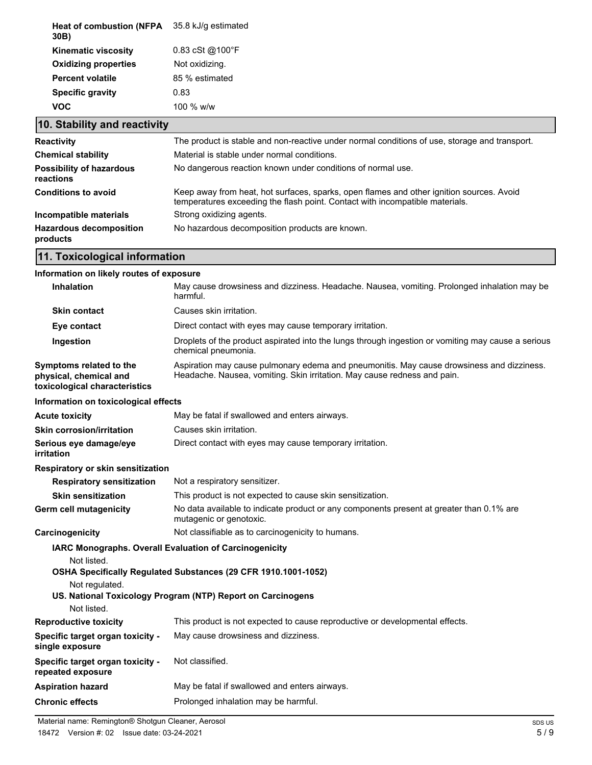| | |
|---|---|
| **Heat of combustion (NFPA 30B)** | 35.8 kJ/g estimated |
| **Kinematic viscosity** | 0.83 cSt @100°F |
| **Oxidizing properties** | Not oxidizing. |
| **Percent volatile** | 85 % estimated |
| **Specific gravity** | 0.83 |
| **VOC** | 100 % w/w |

## 10. Stability and reactivity

| | |
|---|---|
| **Reactivity** | The product is stable and non-reactive under normal conditions of use, storage and transport. |
| **Chemical stability** | Material is stable under normal conditions. |
| **Possibility of hazardous reactions** | No dangerous reaction known under conditions of normal use. |
| **Conditions to avoid** | Keep away from heat, hot surfaces, sparks, open flames and other ignition sources. Avoid temperatures exceeding the flash point. Contact with incompatible materials. |
| **Incompatible materials** | Strong oxidizing agents. |
| **Hazardous decomposition products** | No hazardous decomposition products are known. |

## 11. Toxicological information

**Information on likely routes of exposure**

| | |
|---|---|
| **Inhalation** | May cause drowsiness and dizziness. Headache. Nausea, vomiting. Prolonged inhalation may be harmful. |
| **Skin contact** | Causes skin irritation. |
| **Eye contact** | Direct contact with eyes may cause temporary irritation. |
| **Ingestion** | Droplets of the product aspirated into the lungs through ingestion or vomiting may cause a serious chemical pneumonia. |
| **Symptoms related to the physical, chemical and toxicological characteristics** | Aspiration may cause pulmonary edema and pneumonitis. May cause drowsiness and dizziness. Headache. Nausea, vomiting. Skin irritation. May cause redness and pain. |

**Information on toxicological effects**

| | |
|---|---|
| **Acute toxicity** | May be fatal if swallowed and enters airways. |
| **Skin corrosion/irritation** | Causes skin irritation. |
| **Serious eye damage/eye irritation** | Direct contact with eyes may cause temporary irritation. |

**Respiratory or skin sensitization**

| | |
|---|---|
| **Respiratory sensitization** | Not a respiratory sensitizer. |
| **Skin sensitization** | This product is not expected to cause skin sensitization. |
| **Germ cell mutagenicity** | No data available to indicate product or any components present at greater than 0.1% are mutagenic or genotoxic. |
| **Carcinogenicity** | Not classifiable as to carcinogenicity to humans. |

**IARC Monographs. Overall Evaluation of Carcinogenicity**

Not listed.

**OSHA Specifically Regulated Substances (29 CFR 1910.1001-1052)**

Not regulated.

**US. National Toxicology Program (NTP) Report on Carcinogens**

Not listed.

| | |
|---|---|
| **Reproductive toxicity** | This product is not expected to cause reproductive or developmental effects. |
| **Specific target organ toxicity - single exposure** | May cause drowsiness and dizziness. |
| **Specific target organ toxicity - repeated exposure** | Not classified. |
| **Aspiration hazard** | May be fatal if swallowed and enters airways. |
| **Chronic effects** | Prolonged inhalation may be harmful. |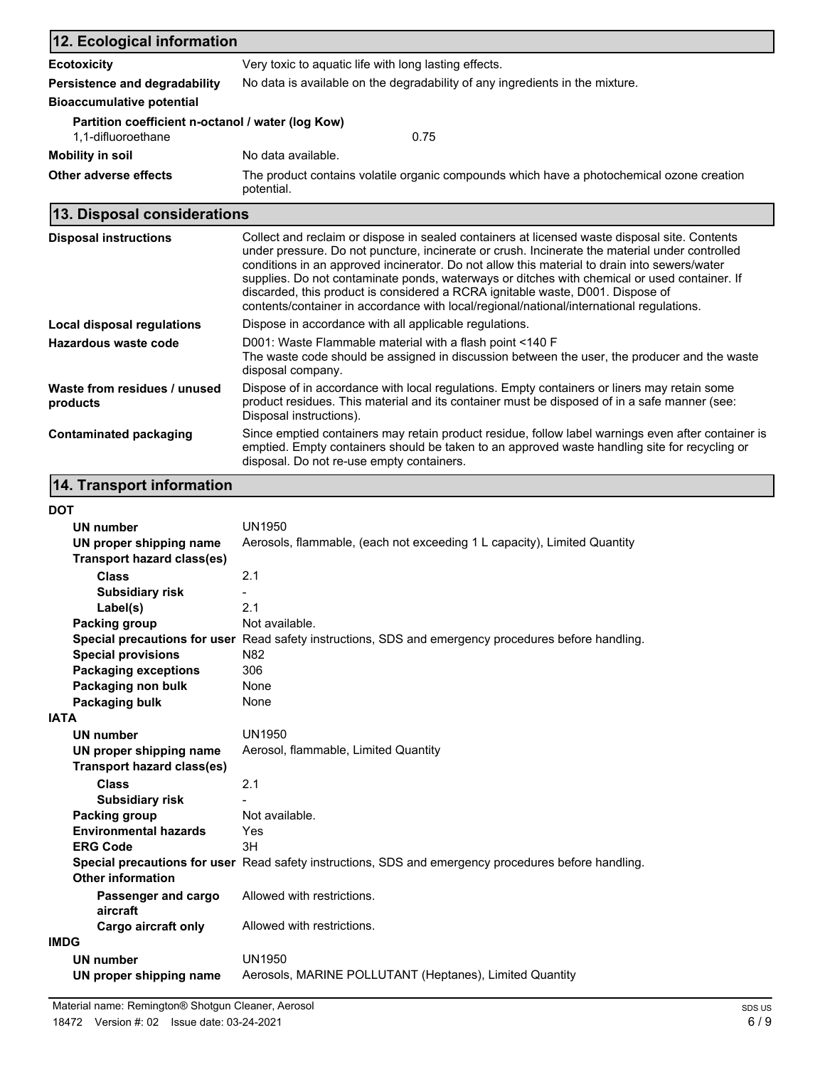## 12. Ecological information

| | |
|---|---|
| **Ecotoxicity** | Very toxic to aquatic life with long lasting effects. |
| **Persistence and degradability** | No data is available on the degradability of any ingredients in the mixture. |
| **Bioaccumulative potential** | |
| **Partition coefficient n-octanol / water (log Kow)** | |
| 1,1-difluoroethane | 0.75 |
| **Mobility in soil** | No data available. |
| **Other adverse effects** | The product contains volatile organic compounds which have a photochemical ozone creation potential. |

## 13. Disposal considerations

| | |
|---|---|
| **Disposal instructions** | Collect and reclaim or dispose in sealed containers at licensed waste disposal site. Contents under pressure. Do not puncture, incinerate or crush. Incinerate the material under controlled conditions in an approved incinerator. Do not allow this material to drain into sewers/water supplies. Do not contaminate ponds, waterways or ditches with chemical or used container. If discarded, this product is considered a RCRA ignitable waste, D001. Dispose of contents/container in accordance with local/regional/national/international regulations. |
| **Local disposal regulations** | Dispose in accordance with all applicable regulations. |
| **Hazardous waste code** | D001: Waste Flammable material with a flash point <140 F<br>The waste code should be assigned in discussion between the user, the producer and the waste disposal company. |
| **Waste from residues / unused products** | Dispose of in accordance with local regulations. Empty containers or liners may retain some product residues. This material and its container must be disposed of in a safe manner (see: Disposal instructions). |
| **Contaminated packaging** | Since emptied containers may retain product residue, follow label warnings even after container is emptied. Empty containers should be taken to an approved waste handling site for recycling or disposal. Do not re-use empty containers. |

## 14. Transport information

**DOT**

| | |
|---|---|
| **UN number** | UN1950 |
| **UN proper shipping name** | Aerosols, flammable, (each not exceeding 1 L capacity), Limited Quantity |
| **Transport hazard class(es)** | |
| **Class** | 2.1 |
| **Subsidiary risk** | - |
| **Label(s)** | 2.1 |
| **Packing group** | Not available. |
| **Special precautions for user** | Read safety instructions, SDS and emergency procedures before handling. |
| **Special provisions** | N82 |
| **Packaging exceptions** | 306 |
| **Packaging non bulk** | None |
| **Packaging bulk** | None |

**IATA**

| | |
|---|---|
| **UN number** | UN1950 |
| **UN proper shipping name** | Aerosol, flammable, Limited Quantity |
| **Transport hazard class(es)** | |
| **Class** | 2.1 |
| **Subsidiary risk** | - |
| **Packing group** | Not available. |
| **Environmental hazards** | Yes |
| **ERG Code** | 3H |
| **Special precautions for user** | Read safety instructions, SDS and emergency procedures before handling. |
| **Other information** | |
| **Passenger and cargo aircraft** | Allowed with restrictions. |
| **Cargo aircraft only** | Allowed with restrictions. |

**IMDG**

| | |
|---|---|
| **UN number** | UN1950 |
| **UN proper shipping name** | Aerosols, MARINE POLLUTANT (Heptanes), Limited Quantity |

Material name: Remington® Shotgun Cleaner, Aerosol
18472 Version #: 02 Issue date: 03-24-2021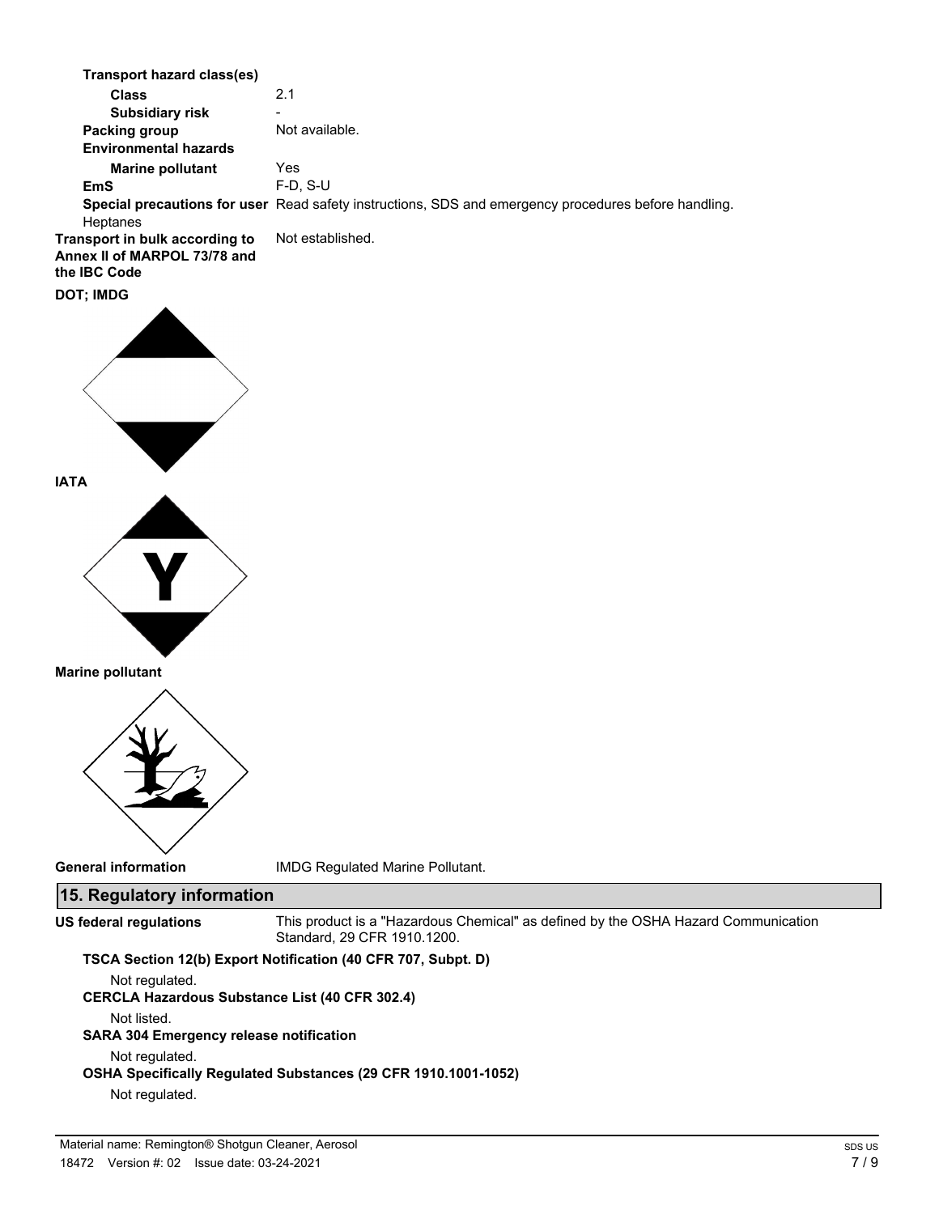**Transport hazard class(es)**

**Class** 2.1

**Subsidiary risk** -

**Packing group** Not available.

**Environmental hazards**

**Marine pollutant** Yes

**EmS** F-D, S-U

**Special precautions for user** Read safety instructions, SDS and emergency procedures before handling.

Heptanes

**Transport in bulk according to Annex II of MARPOL 73/78 and the IBC Code** Not established.

**DOT; IMDG**

**IATA**

**Marine pollutant**

**General information** IMDG Regulated Marine Pollutant.

## 15. Regulatory information

**US federal regulations** This product is a "Hazardous Chemical" as defined by the OSHA Hazard Communication Standard, 29 CFR 1910.1200.

**TSCA Section 12(b) Export Notification (40 CFR 707, Subpt. D)**

Not regulated.

**CERCLA Hazardous Substance List (40 CFR 302.4)**

Not listed.

**SARA 304 Emergency release notification**

Not regulated.

**OSHA Specifically Regulated Substances (29 CFR 1910.1001-1052)**

Not regulated.

Material name: Remington® Shotgun Cleaner, Aerosol

18472 Version #: 02 Issue date: 03-24-2021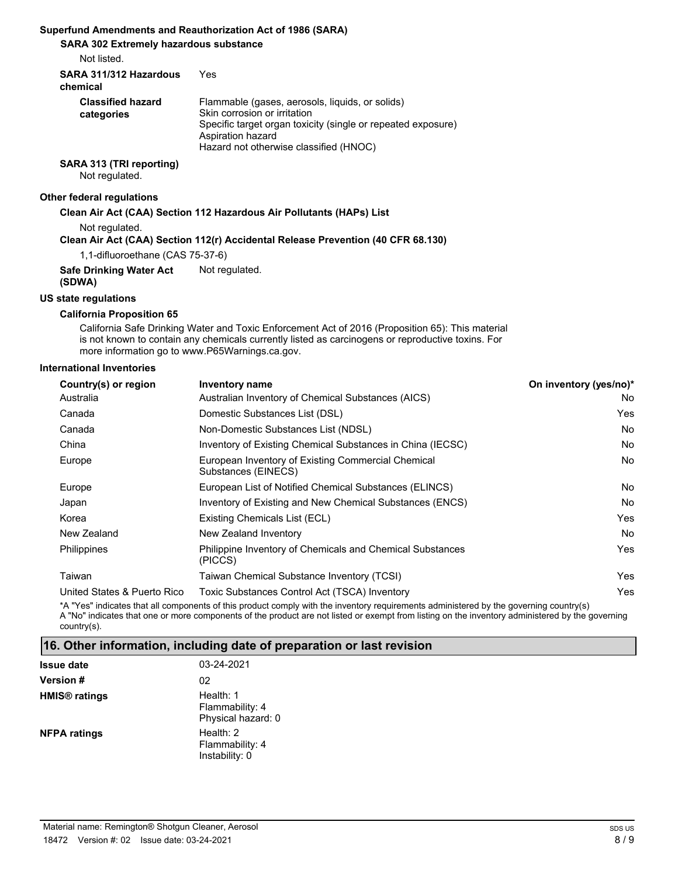**Superfund Amendments and Reauthorization Act of 1986 (SARA)**

**SARA 302 Extremely hazardous substance**

Not listed.

**SARA 311/312 Hazardous chemical** Yes

**Classified hazard categories**

Flammable (gases, aerosols, liquids, or solids)
Skin corrosion or irritation
Specific target organ toxicity (single or repeated exposure)
Aspiration hazard
Hazard not otherwise classified (HNOC)

**SARA 313 (TRI reporting)**

Not regulated.

**Other federal regulations**

**Clean Air Act (CAA) Section 112 Hazardous Air Pollutants (HAPs) List**

Not regulated.

**Clean Air Act (CAA) Section 112(r) Accidental Release Prevention (40 CFR 68.130)**

1,1-difluoroethane (CAS 75-37-6)

**Safe Drinking Water Act (SDWA)** Not regulated.

**US state regulations**

**California Proposition 65**

California Safe Drinking Water and Toxic Enforcement Act of 2016 (Proposition 65): This material is not known to contain any chemicals currently listed as carcinogens or reproductive toxins. For more information go to www.P65Warnings.ca.gov.

**International Inventories**

| Country(s) or region | Inventory name | On inventory (yes/no)* |
|---|---|---|
| Australia | Australian Inventory of Chemical Substances (AICS) | No |
| Canada | Domestic Substances List (DSL) | Yes |
| Canada | Non-Domestic Substances List (NDSL) | No |
| China | Inventory of Existing Chemical Substances in China (IECSC) | No |
| Europe | European Inventory of Existing Commercial Chemical Substances (EINECS) | No |
| Europe | European List of Notified Chemical Substances (ELINCS) | No |
| Japan | Inventory of Existing and New Chemical Substances (ENCS) | No |
| Korea | Existing Chemicals List (ECL) | Yes |
| New Zealand | New Zealand Inventory | No |
| Philippines | Philippine Inventory of Chemicals and Chemical Substances (PICCS) | Yes |
| Taiwan | Taiwan Chemical Substance Inventory (TCSI) | Yes |
| United States & Puerto Rico | Toxic Substances Control Act (TSCA) Inventory | Yes |

*A "Yes" indicates that all components of this product comply with the inventory requirements administered by the governing country(s)
A "No" indicates that one or more components of the product are not listed or exempt from listing on the inventory administered by the governing country(s).

## 16. Other information, including date of preparation or last revision

**Issue date** 03-24-2021

**Version #** 02

**HMIS® ratings**

Health: 1
Flammability: 4
Physical hazard: 0

**NFPA ratings**

Health: 2
Flammability: 4
Instability: 0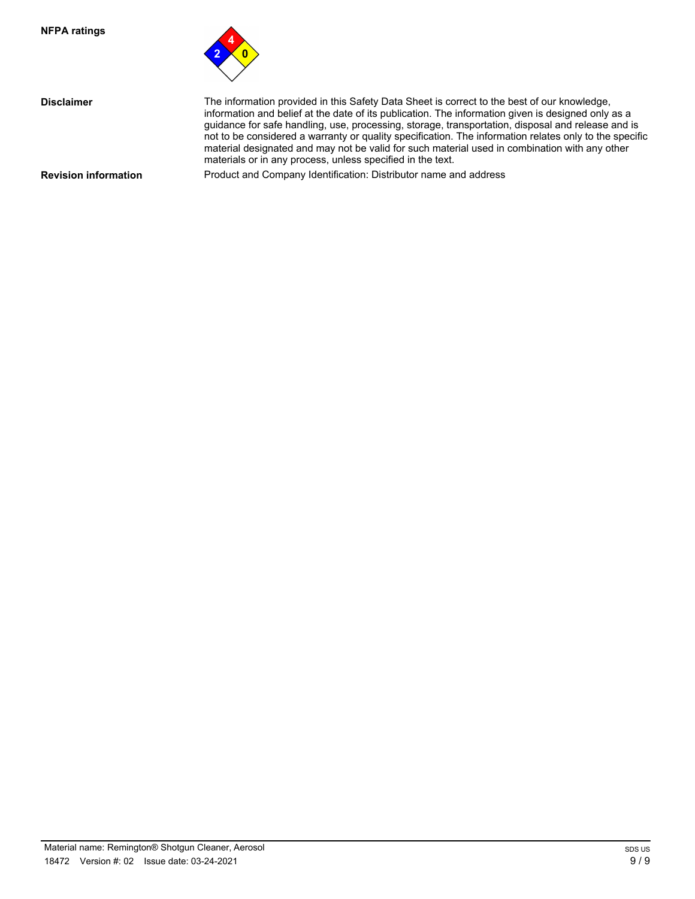**NFPA ratings**

4
2 0

**Disclaimer**

The information provided in this Safety Data Sheet is correct to the best of our knowledge, information and belief at the date of its publication. The information given is designed only as a guidance for safe handling, use, processing, storage, transportation, disposal and release and is not to be considered a warranty or quality specification. The information relates only to the specific material designated and may not be valid for such material used in combination with any other materials or in any process, unless specified in the text.

**Revision information**

Product and Company Identification: Distributor name and address